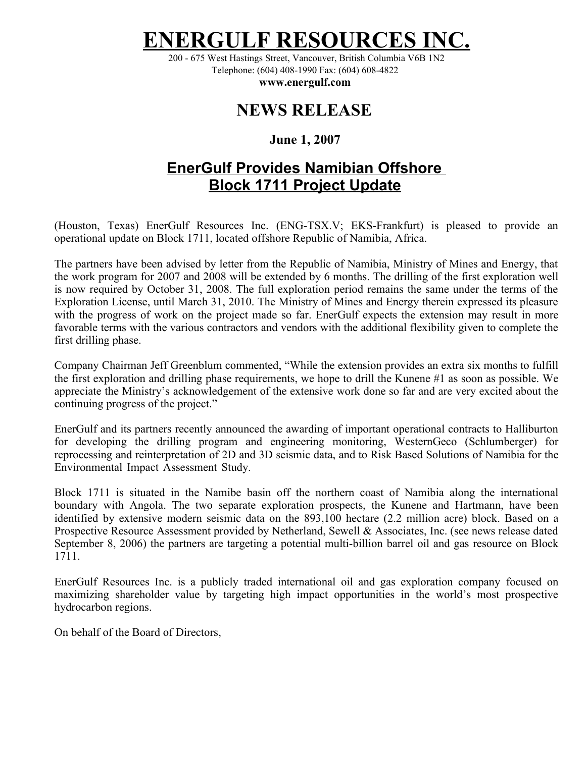# ENERGULF RESOURCES INC.

200 - 675 West Hastings Street, Vancouver, British Columbia V6B 1N2
Telephone: (604) 408-1990 Fax: (604) 608-4822
**www.energulf.com**

## NEWS RELEASE

**June 1, 2007**

## EnerGulf Provides Namibian Offshore Block 1711 Project Update

(Houston, Texas) EnerGulf Resources Inc. (ENG-TSX.V; EKS-Frankfurt) is pleased to provide an operational update on Block 1711, located offshore Republic of Namibia, Africa.

The partners have been advised by letter from the Republic of Namibia, Ministry of Mines and Energy, that the work program for 2007 and 2008 will be extended by 6 months. The drilling of the first exploration well is now required by October 31, 2008. The full exploration period remains the same under the terms of the Exploration License, until March 31, 2010. The Ministry of Mines and Energy therein expressed its pleasure with the progress of work on the project made so far. EnerGulf expects the extension may result in more favorable terms with the various contractors and vendors with the additional flexibility given to complete the first drilling phase.

Company Chairman Jeff Greenblum commented, "While the extension provides an extra six months to fulfill the first exploration and drilling phase requirements, we hope to drill the Kunene #1 as soon as possible. We appreciate the Ministry's acknowledgement of the extensive work done so far and are very excited about the continuing progress of the project."

EnerGulf and its partners recently announced the awarding of important operational contracts to Halliburton for developing the drilling program and engineering monitoring, WesternGeco (Schlumberger) for reprocessing and reinterpretation of 2D and 3D seismic data, and to Risk Based Solutions of Namibia for the Environmental Impact Assessment Study.

Block 1711 is situated in the Namibe basin off the northern coast of Namibia along the international boundary with Angola. The two separate exploration prospects, the Kunene and Hartmann, have been identified by extensive modern seismic data on the 893,100 hectare (2.2 million acre) block. Based on a Prospective Resource Assessment provided by Netherland, Sewell & Associates, Inc. (see news release dated September 8, 2006) the partners are targeting a potential multi-billion barrel oil and gas resource on Block 1711.

EnerGulf Resources Inc. is a publicly traded international oil and gas exploration company focused on maximizing shareholder value by targeting high impact opportunities in the world's most prospective hydrocarbon regions.

On behalf of the Board of Directors,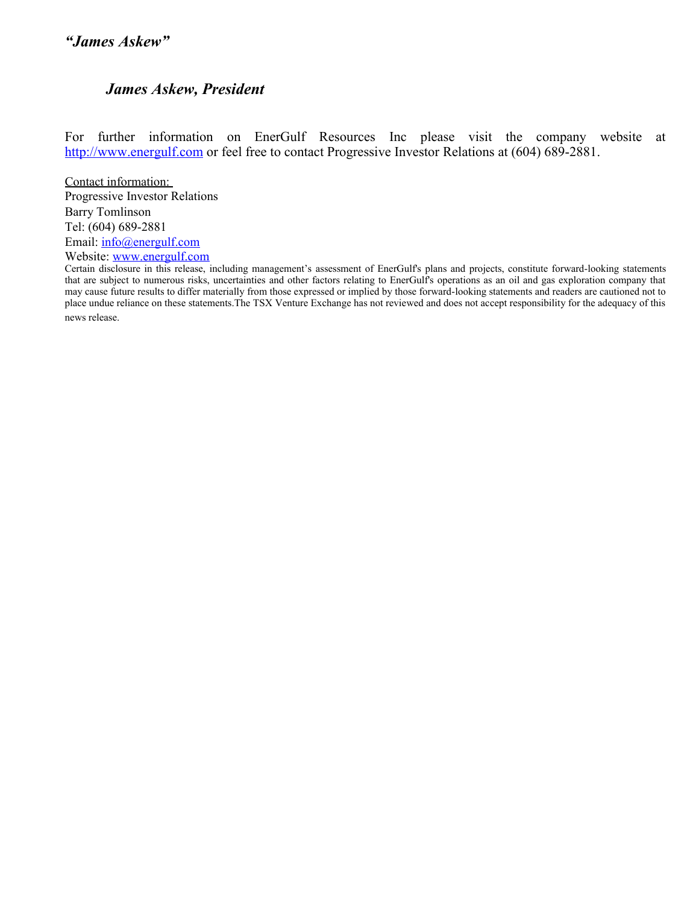*“James Askew”*

***James Askew, President***

For further information on EnerGulf Resources Inc please visit the company website at http://www.energulf.com or feel free to contact Progressive Investor Relations at (604) 689-2881.

Contact information:
Progressive Investor Relations
Barry Tomlinson
Tel: (604) 689-2881
Email: info@energulf.com
Website: www.energulf.com

Certain disclosure in this release, including management’s assessment of EnerGulf's plans and projects, constitute forward-looking statements that are subject to numerous risks, uncertainties and other factors relating to EnerGulf's operations as an oil and gas exploration company that may cause future results to differ materially from those expressed or implied by those forward-looking statements and readers are cautioned not to place undue reliance on these statements.The TSX Venture Exchange has not reviewed and does not accept responsibility for the adequacy of this news release.